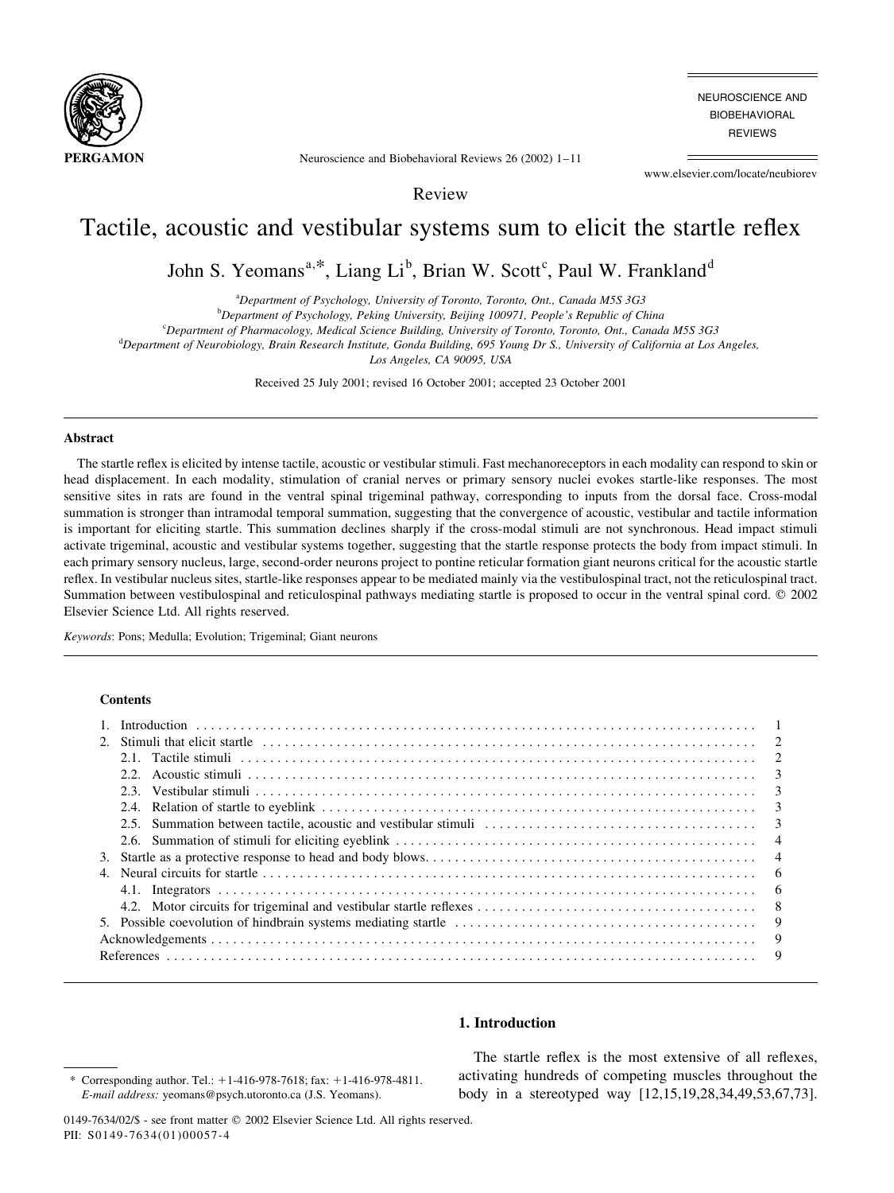Review

# Tactile, acoustic and vestibular systems sum to elicit the startle reflex

John S. Yeomans[a,*], Liang Li[b], Brian W. Scott[c], Paul W. Frankland[d]

[a]Department of Psychology, University of Toronto, Toronto, Ont., Canada M5S 3G3
[b]Department of Psychology, Peking University, Beijing 100971, People's Republic of China
[c]Department of Pharmacology, Medical Science Building, University of Toronto, Toronto, Ont., Canada M5S 3G3
[d]Department of Neurobiology, Brain Research Institute, Gonda Building, 695 Young Dr S., University of California at Los Angeles, Los Angeles, CA 90095, USA

Received 25 July 2001; revised 16 October 2001; accepted 23 October 2001

## Abstract

The startle reflex is elicited by intense tactile, acoustic or vestibular stimuli. Fast mechanoreceptors in each modality can respond to skin or head displacement. In each modality, stimulation of cranial nerves or primary sensory nuclei evokes startle-like responses. The most sensitive sites in rats are found in the ventral spinal trigeminal pathway, corresponding to inputs from the dorsal face. Cross-modal summation is stronger than intramodal temporal summation, suggesting that the convergence of acoustic, vestibular and tactile information is important for eliciting startle. This summation declines sharply if the cross-modal stimuli are not synchronous. Head impact stimuli activate trigeminal, acoustic and vestibular systems together, suggesting that the startle response protects the body from impact stimuli. In each primary sensory nucleus, large, second-order neurons project to pontine reticular formation giant neurons critical for the acoustic startle reflex. In vestibular nucleus sites, startle-like responses appear to be mediated mainly via the vestibulospinal tract, not the reticulospinal tract. Summation between vestibulospinal and reticulospinal pathways mediating startle is proposed to occur in the ventral spinal cord. © 2002 Elsevier Science Ltd. All rights reserved.

*Keywords*: Pons; Medulla; Evolution; Trigeminal; Giant neurons

**Contents**

| | |
|---|---|
| 1. Introduction | 1 |
| 2. Stimuli that elicit startle | 2 |
| 2.1. Tactile stimuli | 2 |
| 2.2. Acoustic stimuli | 3 |
| 2.3. Vestibular stimuli | 3 |
| 2.4. Relation of startle to eyeblink | 3 |
| 2.5. Summation between tactile, acoustic and vestibular stimuli | 3 |
| 2.6. Summation of stimuli for eliciting eyeblink | 4 |
| 3. Startle as a protective response to head and body blows | 4 |
| 4. Neural circuits for startle | 6 |
| 4.1. Integrators | 6 |
| 4.2. Motor circuits for trigeminal and vestibular startle reflexes | 8 |
| 5. Possible coevolution of hindbrain systems mediating startle | 9 |
| Acknowledgements | 9 |
| References | 9 |

## 1. Introduction

The startle reflex is the most extensive of all reflexes, activating hundreds of competing muscles throughout the body in a stereotyped way [12,15,19,28,34,49,53,67,73].

\* Corresponding author. Tel.: +1-416-978-7618; fax: +1-416-978-4811.
*E-mail address:* yeomans@psych.utoronto.ca (J.S. Yeomans).

0149-7634/02/$ - see front matter © 2002 Elsevier Science Ltd. All rights reserved.
PII: S0149-7634(01)00057-4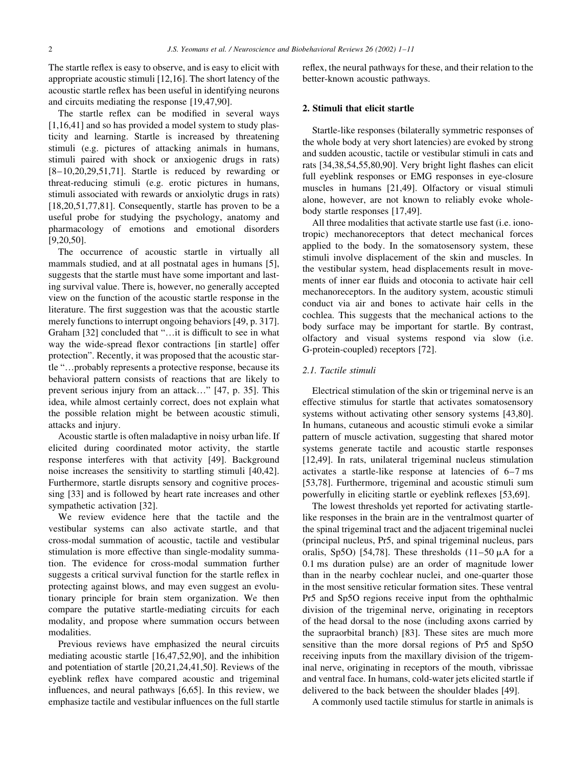The startle reflex is easy to observe, and is easy to elicit with appropriate acoustic stimuli [12,16]. The short latency of the acoustic startle reflex has been useful in identifying neurons and circuits mediating the response [19,47,90].

The startle reflex can be modified in several ways [1,16,41] and so has provided a model system to study plasticity and learning. Startle is increased by threatening stimuli (e.g. pictures of attacking animals in humans, stimuli paired with shock or anxiogenic drugs in rats) [8–10,20,29,51,71]. Startle is reduced by rewarding or threat-reducing stimuli (e.g. erotic pictures in humans, stimuli associated with rewards or anxiolytic drugs in rats) [18,20,51,77,81]. Consequently, startle has proven to be a useful probe for studying the psychology, anatomy and pharmacology of emotions and emotional disorders [9,20,50].

The occurrence of acoustic startle in virtually all mammals studied, and at all postnatal ages in humans [5], suggests that the startle must have some important and lasting survival value. There is, however, no generally accepted view on the function of the acoustic startle response in the literature. The first suggestion was that the acoustic startle merely functions to interrupt ongoing behaviors [49, p. 317]. Graham [32] concluded that "…it is difficult to see in what way the wide-spread flexor contractions [in startle] offer protection". Recently, it was proposed that the acoustic startle "…probably represents a protective response, because its behavioral pattern consists of reactions that are likely to prevent serious injury from an attack…" [47, p. 35]. This idea, while almost certainly correct, does not explain what the possible relation might be between acoustic stimuli, attacks and injury.

Acoustic startle is often maladaptive in noisy urban life. If elicited during coordinated motor activity, the startle response interferes with that activity [49]. Background noise increases the sensitivity to startling stimuli [40,42]. Furthermore, startle disrupts sensory and cognitive processing [33] and is followed by heart rate increases and other sympathetic activation [32].

We review evidence here that the tactile and the vestibular systems can also activate startle, and that cross-modal summation of acoustic, tactile and vestibular stimulation is more effective than single-modality summation. The evidence for cross-modal summation further suggests a critical survival function for the startle reflex in protecting against blows, and may even suggest an evolutionary principle for brain stem organization. We then compare the putative startle-mediating circuits for each modality, and propose where summation occurs between modalities.

Previous reviews have emphasized the neural circuits mediating acoustic startle [16,47,52,90], and the inhibition and potentiation of startle [20,21,24,41,50]. Reviews of the eyeblink reflex have compared acoustic and trigeminal influences, and neural pathways [6,65]. In this review, we emphasize tactile and vestibular influences on the full startle reflex, the neural pathways for these, and their relation to the better-known acoustic pathways.

## 2. Stimuli that elicit startle

Startle-like responses (bilaterally symmetric responses of the whole body at very short latencies) are evoked by strong and sudden acoustic, tactile or vestibular stimuli in cats and rats [34,38,54,55,80,90]. Very bright light flashes can elicit full eyeblink responses or EMG responses in eye-closure muscles in humans [21,49]. Olfactory or visual stimuli alone, however, are not known to reliably evoke whole-body startle responses [17,49].

All three modalities that activate startle use fast (i.e. ionotropic) mechanoreceptors that detect mechanical forces applied to the body. In the somatosensory system, these stimuli involve displacement of the skin and muscles. In the vestibular system, head displacements result in movements of inner ear fluids and otoconia to activate hair cell mechanoreceptors. In the auditory system, acoustic stimuli conduct via air and bones to activate hair cells in the cochlea. This suggests that the mechanical actions to the body surface may be important for startle. By contrast, olfactory and visual systems respond via slow (i.e. G-protein-coupled) receptors [72].

### 2.1. Tactile stimuli

Electrical stimulation of the skin or trigeminal nerve is an effective stimulus for startle that activates somatosensory systems without activating other sensory systems [43,80]. In humans, cutaneous and acoustic stimuli evoke a similar pattern of muscle activation, suggesting that shared motor systems generate tactile and acoustic startle responses [12,49]. In rats, unilateral trigeminal nucleus stimulation activates a startle-like response at latencies of 6–7 ms [53,78]. Furthermore, trigeminal and acoustic stimuli sum powerfully in eliciting startle or eyeblink reflexes [53,69].

The lowest thresholds yet reported for activating startle-like responses in the brain are in the ventralmost quarter of the spinal trigeminal tract and the adjacent trigeminal nuclei (principal nucleus, Pr5, and spinal trigeminal nucleus, pars oralis, Sp5O) [54,78]. These thresholds (11–50 μA for a 0.1 ms duration pulse) are an order of magnitude lower than in the nearby cochlear nuclei, and one-quarter those in the most sensitive reticular formation sites. These ventral Pr5 and Sp5O regions receive input from the ophthalmic division of the trigeminal nerve, originating in receptors of the head dorsal to the nose (including axons carried by the supraorbital branch) [83]. These sites are much more sensitive than the more dorsal regions of Pr5 and Sp5O receiving inputs from the maxillary division of the trigeminal nerve, originating in receptors of the mouth, vibrissae and ventral face. In humans, cold-water jets elicited startle if delivered to the back between the shoulder blades [49].

A commonly used tactile stimulus for startle in animals is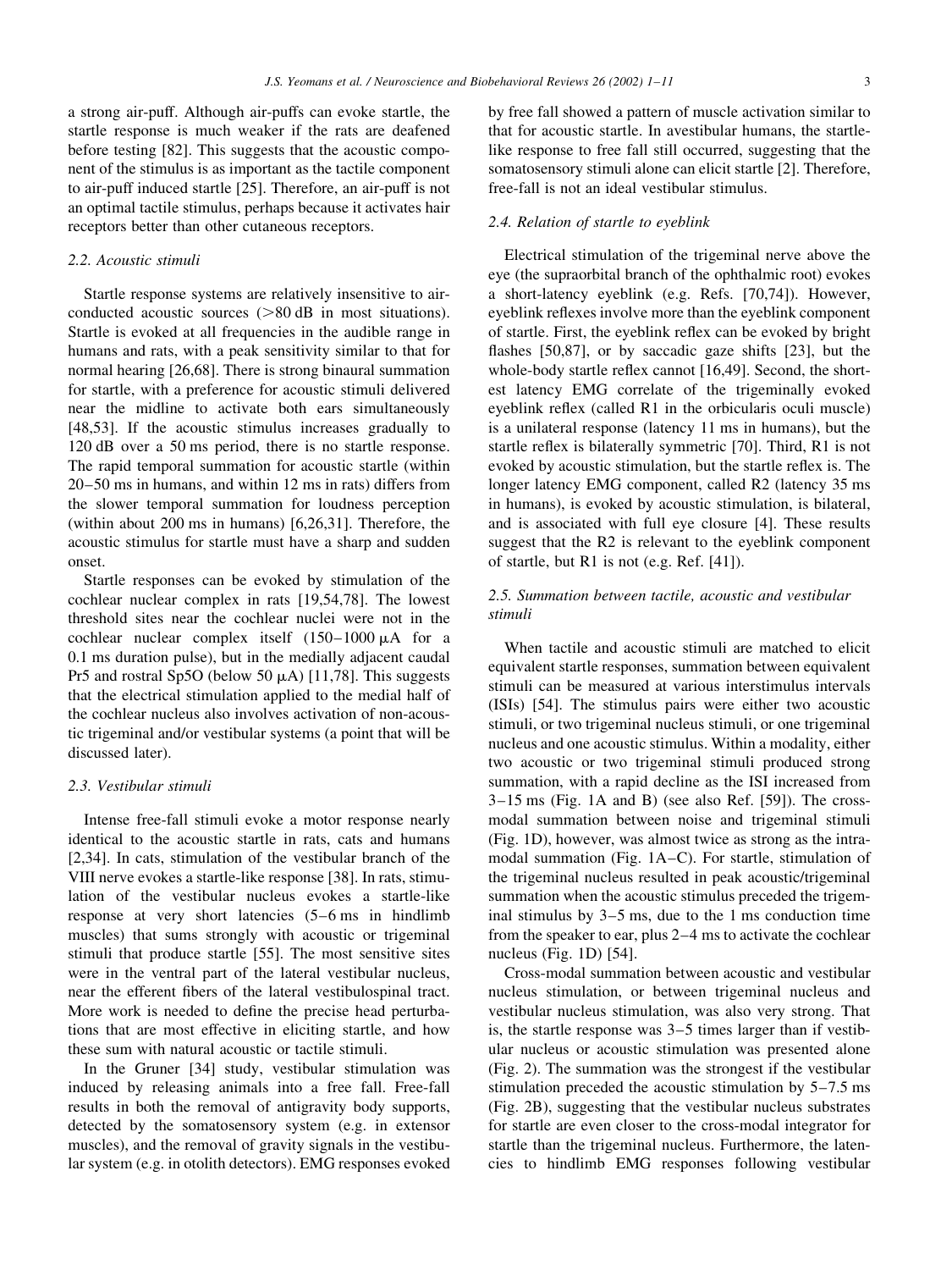a strong air-puff. Although air-puffs can evoke startle, the startle response is much weaker if the rats are deafened before testing [82]. This suggests that the acoustic component of the stimulus is as important as the tactile component to air-puff induced startle [25]. Therefore, an air-puff is not an optimal tactile stimulus, perhaps because it activates hair receptors better than other cutaneous receptors.

### 2.2. Acoustic stimuli

Startle response systems are relatively insensitive to air-conducted acoustic sources (>80 dB in most situations). Startle is evoked at all frequencies in the audible range in humans and rats, with a peak sensitivity similar to that for normal hearing [26,68]. There is strong binaural summation for startle, with a preference for acoustic stimuli delivered near the midline to activate both ears simultaneously [48,53]. If the acoustic stimulus increases gradually to 120 dB over a 50 ms period, there is no startle response. The rapid temporal summation for acoustic startle (within 20–50 ms in humans, and within 12 ms in rats) differs from the slower temporal summation for loudness perception (within about 200 ms in humans) [6,26,31]. Therefore, the acoustic stimulus for startle must have a sharp and sudden onset.

Startle responses can be evoked by stimulation of the cochlear nuclear complex in rats [19,54,78]. The lowest threshold sites near the cochlear nuclei were not in the cochlear nuclear complex itself (150–1000 μA for a 0.1 ms duration pulse), but in the medially adjacent caudal Pr5 and rostral Sp5O (below 50 μA) [11,78]. This suggests that the electrical stimulation applied to the medial half of the cochlear nucleus also involves activation of non-acoustic trigeminal and/or vestibular systems (a point that will be discussed later).

### 2.3. Vestibular stimuli

Intense free-fall stimuli evoke a motor response nearly identical to the acoustic startle in rats, cats and humans [2,34]. In cats, stimulation of the vestibular branch of the VIII nerve evokes a startle-like response [38]. In rats, stimulation of the vestibular nucleus evokes a startle-like response at very short latencies (5–6 ms in hindlimb muscles) that sums strongly with acoustic or trigeminal stimuli that produce startle [55]. The most sensitive sites were in the ventral part of the lateral vestibular nucleus, near the efferent fibers of the lateral vestibulospinal tract. More work is needed to define the precise head perturbations that are most effective in eliciting startle, and how these sum with natural acoustic or tactile stimuli.

In the Gruner [34] study, vestibular stimulation was induced by releasing animals into a free fall. Free-fall results in both the removal of antigravity body supports, detected by the somatosensory system (e.g. in extensor muscles), and the removal of gravity signals in the vestibular system (e.g. in otolith detectors). EMG responses evoked by free fall showed a pattern of muscle activation similar to that for acoustic startle. In avestibular humans, the startle-like response to free fall still occurred, suggesting that the somatosensory stimuli alone can elicit startle [2]. Therefore, free-fall is not an ideal vestibular stimulus.

### 2.4. Relation of startle to eyeblink

Electrical stimulation of the trigeminal nerve above the eye (the supraorbital branch of the ophthalmic root) evokes a short-latency eyeblink (e.g. Refs. [70,74]). However, eyeblink reflexes involve more than the eyeblink component of startle. First, the eyeblink reflex can be evoked by bright flashes [50,87], or by saccadic gaze shifts [23], but the whole-body startle reflex cannot [16,49]. Second, the shortest latency EMG correlate of the trigeminally evoked eyeblink reflex (called R1 in the orbicularis oculi muscle) is a unilateral response (latency 11 ms in humans), but the startle reflex is bilaterally symmetric [70]. Third, R1 is not evoked by acoustic stimulation, but the startle reflex is. The longer latency EMG component, called R2 (latency 35 ms in humans), is evoked by acoustic stimulation, is bilateral, and is associated with full eye closure [4]. These results suggest that the R2 is relevant to the eyeblink component of startle, but R1 is not (e.g. Ref. [41]).

### 2.5. Summation between tactile, acoustic and vestibular stimuli

When tactile and acoustic stimuli are matched to elicit equivalent startle responses, summation between equivalent stimuli can be measured at various interstimulus intervals (ISIs) [54]. The stimulus pairs were either two acoustic stimuli, or two trigeminal nucleus stimuli, or one trigeminal nucleus and one acoustic stimulus. Within a modality, either two acoustic or two trigeminal stimuli produced strong summation, with a rapid decline as the ISI increased from 3–15 ms (Fig. 1A and B) (see also Ref. [59]). The cross-modal summation between noise and trigeminal stimuli (Fig. 1D), however, was almost twice as strong as the intra-modal summation (Fig. 1A–C). For startle, stimulation of the trigeminal nucleus resulted in peak acoustic/trigeminal summation when the acoustic stimulus preceded the trigeminal stimulus by 3–5 ms, due to the 1 ms conduction time from the speaker to ear, plus 2–4 ms to activate the cochlear nucleus (Fig. 1D) [54].

Cross-modal summation between acoustic and vestibular nucleus stimulation, or between trigeminal nucleus and vestibular nucleus stimulation, was also very strong. That is, the startle response was 3–5 times larger than if vestibular nucleus or acoustic stimulation was presented alone (Fig. 2). The summation was the strongest if the vestibular stimulation preceded the acoustic stimulation by 5–7.5 ms (Fig. 2B), suggesting that the vestibular nucleus substrates for startle are even closer to the cross-modal integrator for startle than the trigeminal nucleus. Furthermore, the latencies to hindlimb EMG responses following vestibular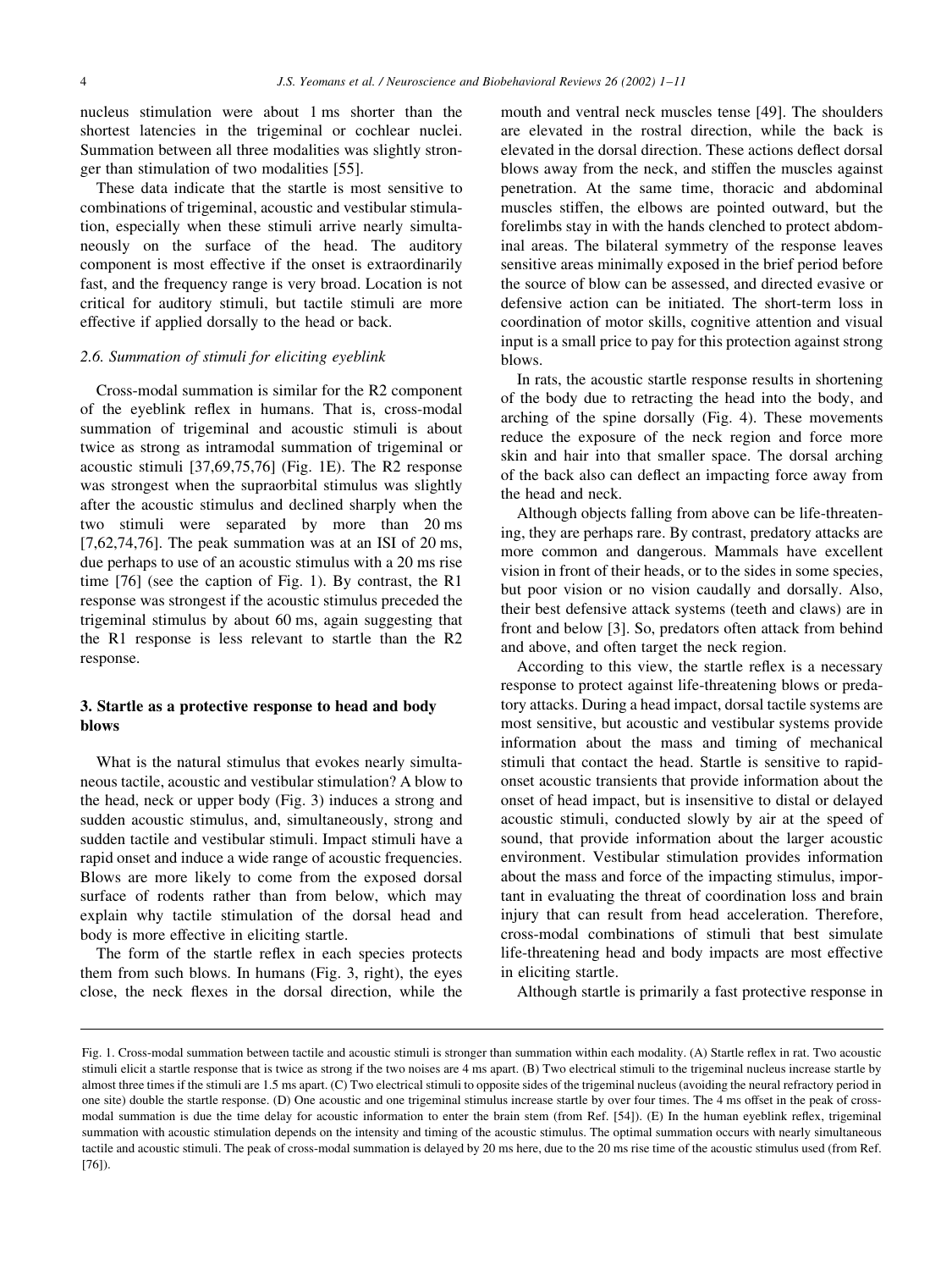nucleus stimulation were about 1 ms shorter than the shortest latencies in the trigeminal or cochlear nuclei. Summation between all three modalities was slightly stronger than stimulation of two modalities [55].

These data indicate that the startle is most sensitive to combinations of trigeminal, acoustic and vestibular stimulation, especially when these stimuli arrive nearly simultaneously on the surface of the head. The auditory component is most effective if the onset is extraordinarily fast, and the frequency range is very broad. Location is not critical for auditory stimuli, but tactile stimuli are more effective if applied dorsally to the head or back.

### 2.6. Summation of stimuli for eliciting eyeblink

Cross-modal summation is similar for the R2 component of the eyeblink reflex in humans. That is, cross-modal summation of trigeminal and acoustic stimuli is about twice as strong as intramodal summation of trigeminal or acoustic stimuli [37,69,75,76] (Fig. 1E). The R2 response was strongest when the supraorbital stimulus was slightly after the acoustic stimulus and declined sharply when the two stimuli were separated by more than 20 ms [7,62,74,76]. The peak summation was at an ISI of 20 ms, due perhaps to use of an acoustic stimulus with a 20 ms rise time [76] (see the caption of Fig. 1). By contrast, the R1 response was strongest if the acoustic stimulus preceded the trigeminal stimulus by about 60 ms, again suggesting that the R1 response is less relevant to startle than the R2 response.

## 3. Startle as a protective response to head and body blows

What is the natural stimulus that evokes nearly simultaneous tactile, acoustic and vestibular stimulation? A blow to the head, neck or upper body (Fig. 3) induces a strong and sudden acoustic stimulus, and, simultaneously, strong and sudden tactile and vestibular stimuli. Impact stimuli have a rapid onset and induce a wide range of acoustic frequencies. Blows are more likely to come from the exposed dorsal surface of rodents rather than from below, which may explain why tactile stimulation of the dorsal head and body is more effective in eliciting startle.

The form of the startle reflex in each species protects them from such blows. In humans (Fig. 3, right), the eyes close, the neck flexes in the dorsal direction, while the mouth and ventral neck muscles tense [49]. The shoulders are elevated in the rostral direction, while the back is elevated in the dorsal direction. These actions deflect dorsal blows away from the neck, and stiffen the muscles against penetration. At the same time, thoracic and abdominal muscles stiffen, the elbows are pointed outward, but the forelimbs stay in with the hands clenched to protect abdominal areas. The bilateral symmetry of the response leaves sensitive areas minimally exposed in the brief period before the source of blow can be assessed, and directed evasive or defensive action can be initiated. The short-term loss in coordination of motor skills, cognitive attention and visual input is a small price to pay for this protection against strong blows.

In rats, the acoustic startle response results in shortening of the body due to retracting the head into the body, and arching of the spine dorsally (Fig. 4). These movements reduce the exposure of the neck region and force more skin and hair into that smaller space. The dorsal arching of the back also can deflect an impacting force away from the head and neck.

Although objects falling from above can be life-threatening, they are perhaps rare. By contrast, predatory attacks are more common and dangerous. Mammals have excellent vision in front of their heads, or to the sides in some species, but poor vision or no vision caudally and dorsally. Also, their best defensive attack systems (teeth and claws) are in front and below [3]. So, predators often attack from behind and above, and often target the neck region.

According to this view, the startle reflex is a necessary response to protect against life-threatening blows or predatory attacks. During a head impact, dorsal tactile systems are most sensitive, but acoustic and vestibular systems provide information about the mass and timing of mechanical stimuli that contact the head. Startle is sensitive to rapid-onset acoustic transients that provide information about the onset of head impact, but is insensitive to distal or delayed acoustic stimuli, conducted slowly by air at the speed of sound, that provide information about the larger acoustic environment. Vestibular stimulation provides information about the mass and force of the impacting stimulus, important in evaluating the threat of coordination loss and brain injury that can result from head acceleration. Therefore, cross-modal combinations of stimuli that best simulate life-threatening head and body impacts are most effective in eliciting startle.

Although startle is primarily a fast protective response in

Fig. 1. Cross-modal summation between tactile and acoustic stimuli is stronger than summation within each modality. (A) Startle reflex in rat. Two acoustic stimuli elicit a startle response that is twice as strong if the two noises are 4 ms apart. (B) Two electrical stimuli to the trigeminal nucleus increase startle by almost three times if the stimuli are 1.5 ms apart. (C) Two electrical stimuli to opposite sides of the trigeminal nucleus (avoiding the neural refractory period in one site) double the startle response. (D) One acoustic and one trigeminal stimulus increase startle by over four times. The 4 ms offset in the peak of cross-modal summation is due the time delay for acoustic information to enter the brain stem (from Ref. [54]). (E) In the human eyeblink reflex, trigeminal summation with acoustic stimulation depends on the intensity and timing of the acoustic stimulus. The optimal summation occurs with nearly simultaneous tactile and acoustic stimuli. The peak of cross-modal summation is delayed by 20 ms here, due to the 20 ms rise time of the acoustic stimulus used (from Ref. [76]).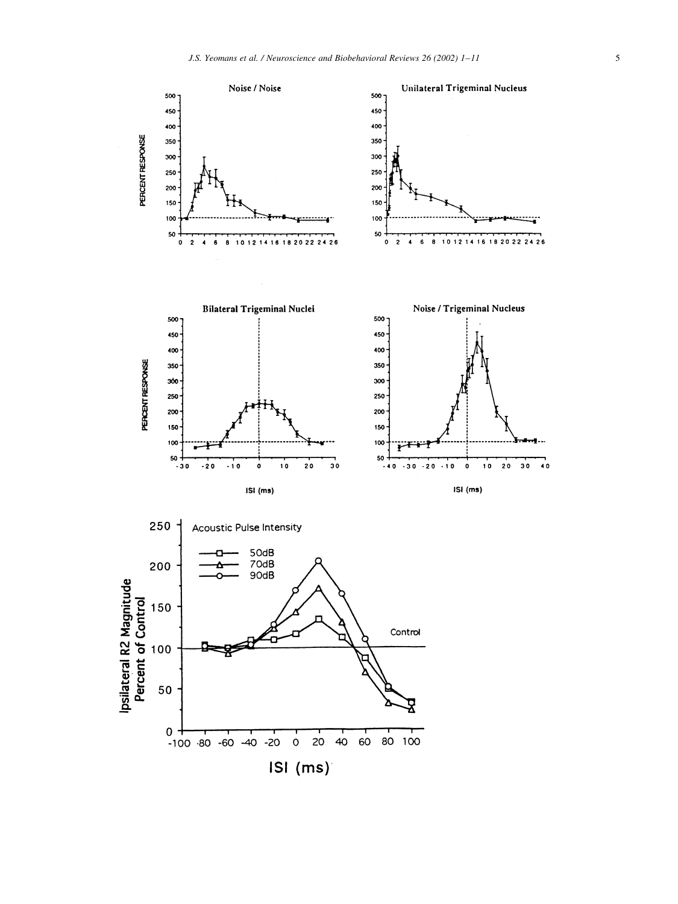**Noise / Noise**

**Unilateral Trigeminal Nucleus**

**Bilateral Trigeminal Nuclei**

**Noise / Trigeminal Nucleus**

PERCENT RESPONSE

ISI (ms)

Acoustic Pulse Intensity

- 50dB
- 70dB
- 90dB

Control

Ipsilateral R2 Magnitude Percent of Control

ISI (ms)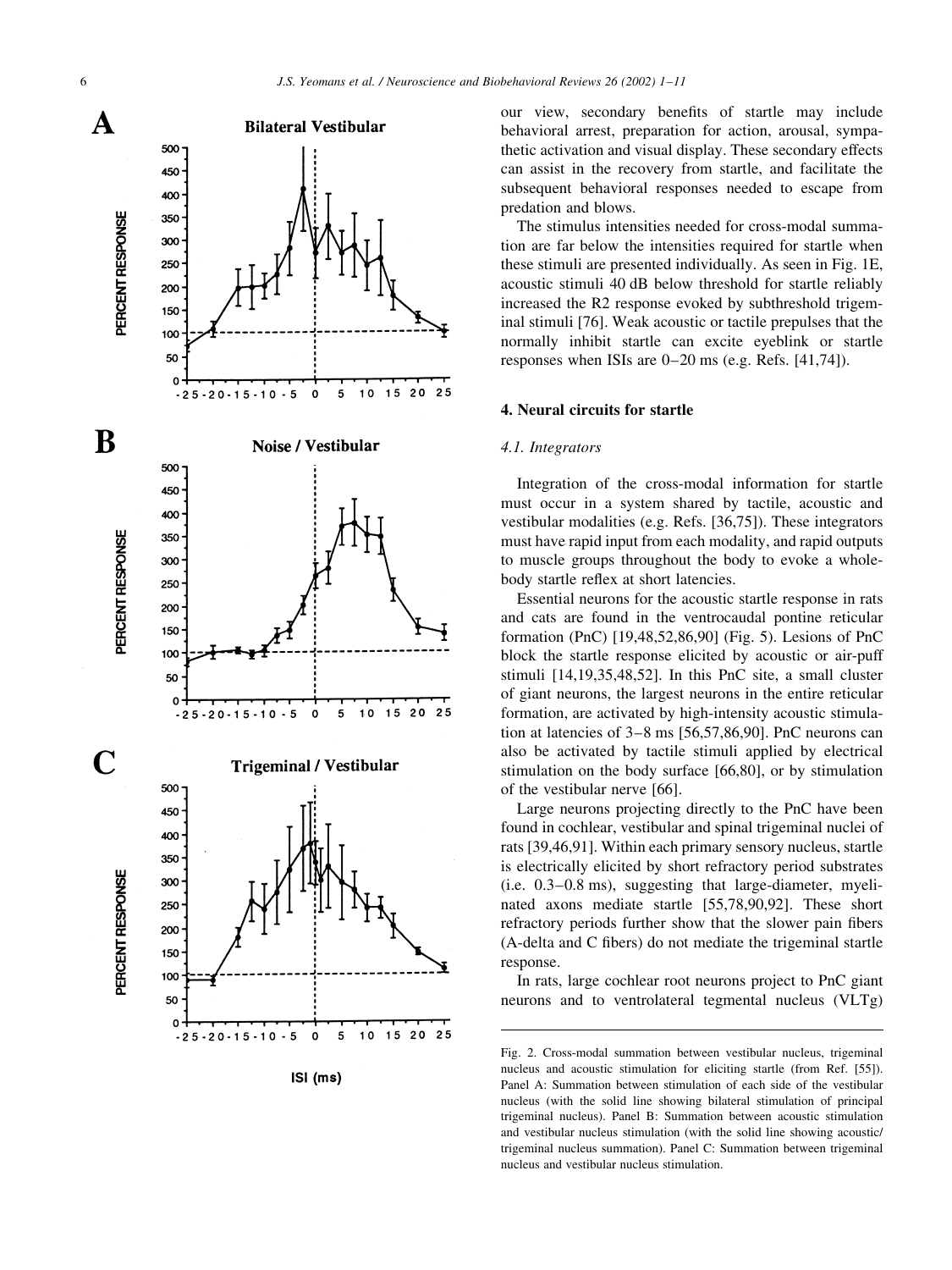our view, secondary benefits of startle may include behavioral arrest, preparation for action, arousal, sympathetic activation and visual display. These secondary effects can assist in the recovery from startle, and facilitate the subsequent behavioral responses needed to escape from predation and blows.

The stimulus intensities needed for cross-modal summation are far below the intensities required for startle when these stimuli are presented individually. As seen in Fig. 1E, acoustic stimuli 40 dB below threshold for startle reliably increased the R2 response evoked by subthreshold trigeminal stimuli [76]. Weak acoustic or tactile prepulses that the normally inhibit startle can excite eyeblink or startle responses when ISIs are 0–20 ms (e.g. Refs. [41,74]).

## 4. Neural circuits for startle

### *4.1. Integrators*

Integration of the cross-modal information for startle must occur in a system shared by tactile, acoustic and vestibular modalities (e.g. Refs. [36,75]). These integrators must have rapid input from each modality, and rapid outputs to muscle groups throughout the body to evoke a whole-body startle reflex at short latencies.

Essential neurons for the acoustic startle response in rats and cats are found in the ventrocaudal pontine reticular formation (PnC) [19,48,52,86,90] (Fig. 5). Lesions of PnC block the startle response elicited by acoustic or air-puff stimuli [14,19,35,48,52]. In this PnC site, a small cluster of giant neurons, the largest neurons in the entire reticular formation, are activated by high-intensity acoustic stimulation at latencies of 3–8 ms [56,57,86,90]. PnC neurons can also be activated by tactile stimuli applied by electrical stimulation on the body surface [66,80], or by stimulation of the vestibular nerve [66].

Large neurons projecting directly to the PnC have been found in cochlear, vestibular and spinal trigeminal nuclei of rats [39,46,91]. Within each primary sensory nucleus, startle is electrically elicited by short refractory period substrates (i.e. 0.3–0.8 ms), suggesting that large-diameter, myelinated axons mediate startle [55,78,90,92]. These short refractory periods further show that the slower pain fibers (A-delta and C fibers) do not mediate the trigeminal startle response.

In rats, large cochlear root neurons project to PnC giant neurons and to ventrolateral tegmental nucleus (VLTg)

Fig. 2. Cross-modal summation between vestibular nucleus, trigeminal nucleus and acoustic stimulation for eliciting startle (from Ref. [55]). Panel A: Summation between stimulation of each side of the vestibular nucleus (with the solid line showing bilateral stimulation of principal trigeminal nucleus). Panel B: Summation between acoustic stimulation and vestibular nucleus stimulation (with the solid line showing acoustic/trigeminal nucleus summation). Panel C: Summation between trigeminal nucleus and vestibular nucleus stimulation.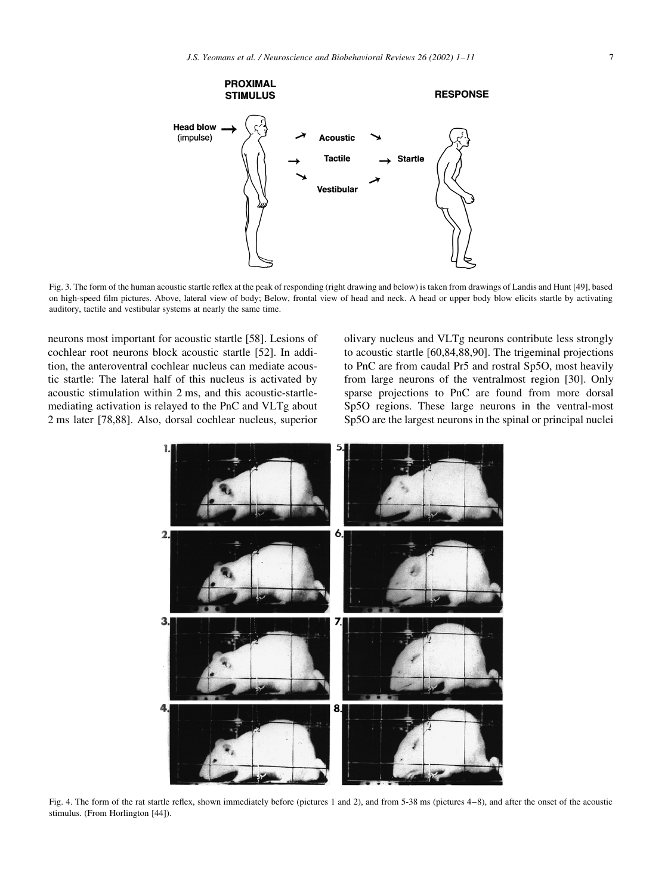Fig. 3. The form of the human acoustic startle reflex at the peak of responding (right drawing and below) is taken from drawings of Landis and Hunt [49], based on high-speed film pictures. Above, lateral view of body; Below, frontal view of head and neck. A head or upper body blow elicits startle by activating auditory, tactile and vestibular systems at nearly the same time.

neurons most important for acoustic startle [58]. Lesions of cochlear root neurons block acoustic startle [52]. In addition, the anteroventral cochlear nucleus can mediate acoustic startle: The lateral half of this nucleus is activated by acoustic stimulation within 2 ms, and this acoustic-startle-mediating activation is relayed to the PnC and VLTg about 2 ms later [78,88]. Also, dorsal cochlear nucleus, superior olivary nucleus and VLTg neurons contribute less strongly to acoustic startle [60,84,88,90]. The trigeminal projections to PnC are from caudal Pr5 and rostral Sp5O, most heavily from large neurons of the ventralmost region [30]. Only sparse projections to PnC are found from more dorsal Sp5O regions. These large neurons in the ventral-most Sp5O are the largest neurons in the spinal or principal nuclei

Fig. 4. The form of the rat startle reflex, shown immediately before (pictures 1 and 2), and from 5-38 ms (pictures 4–8), and after the onset of the acoustic stimulus. (From Horlington [44]).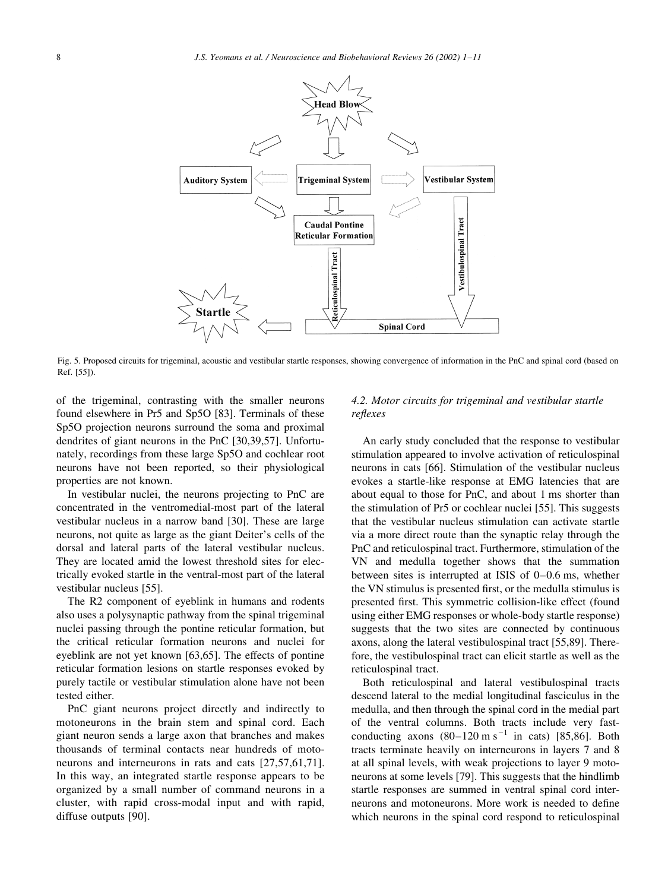Fig. 5. Proposed circuits for trigeminal, acoustic and vestibular startle responses, showing convergence of information in the PnC and spinal cord (based on Ref. [55]).

of the trigeminal, contrasting with the smaller neurons found elsewhere in Pr5 and Sp5O [83]. Terminals of these Sp5O projection neurons surround the soma and proximal dendrites of giant neurons in the PnC [30,39,57]. Unfortunately, recordings from these large Sp5O and cochlear root neurons have not been reported, so their physiological properties are not known.

In vestibular nuclei, the neurons projecting to PnC are concentrated in the ventromedial-most part of the lateral vestibular nucleus in a narrow band [30]. These are large neurons, not quite as large as the giant Deiter's cells of the dorsal and lateral parts of the lateral vestibular nucleus. They are located amid the lowest threshold sites for electrically evoked startle in the ventral-most part of the lateral vestibular nucleus [55].

The R2 component of eyeblink in humans and rodents also uses a polysynaptic pathway from the spinal trigeminal nuclei passing through the pontine reticular formation, but the critical reticular formation neurons and nuclei for eyeblink are not yet known [63,65]. The effects of pontine reticular formation lesions on startle responses evoked by purely tactile or vestibular stimulation alone have not been tested either.

PnC giant neurons project directly and indirectly to motoneurons in the brain stem and spinal cord. Each giant neuron sends a large axon that branches and makes thousands of terminal contacts near hundreds of motoneurons and interneurons in rats and cats [27,57,61,71]. In this way, an integrated startle response appears to be organized by a small number of command neurons in a cluster, with rapid cross-modal input and with rapid, diffuse outputs [90].

### 4.2. Motor circuits for trigeminal and vestibular startle reflexes

An early study concluded that the response to vestibular stimulation appeared to involve activation of reticulospinal neurons in cats [66]. Stimulation of the vestibular nucleus evokes a startle-like response at EMG latencies that are about equal to those for PnC, and about 1 ms shorter than the stimulation of Pr5 or cochlear nuclei [55]. This suggests that the vestibular nucleus stimulation can activate startle via a more direct route than the synaptic relay through the PnC and reticulospinal tract. Furthermore, stimulation of the VN and medulla together shows that the summation between sites is interrupted at ISIS of 0–0.6 ms, whether the VN stimulus is presented first, or the medulla stimulus is presented first. This symmetric collision-like effect (found using either EMG responses or whole-body startle response) suggests that the two sites are connected by continuous axons, along the lateral vestibulospinal tract [55,89]. Therefore, the vestibulospinal tract can elicit startle as well as the reticulospinal tract.

Both reticulospinal and lateral vestibulospinal tracts descend lateral to the medial longitudinal fasciculus in the medulla, and then through the spinal cord in the medial part of the ventral columns. Both tracts include very fast-conducting axons (80–120 m $s^{-1}$ in cats) [85,86]. Both tracts terminate heavily on interneurons in layers 7 and 8 at all spinal levels, with weak projections to layer 9 motoneurons at some levels [79]. This suggests that the hindlimb startle responses are summed in ventral spinal cord interneurons and motoneurons. More work is needed to define which neurons in the spinal cord respond to reticulospinal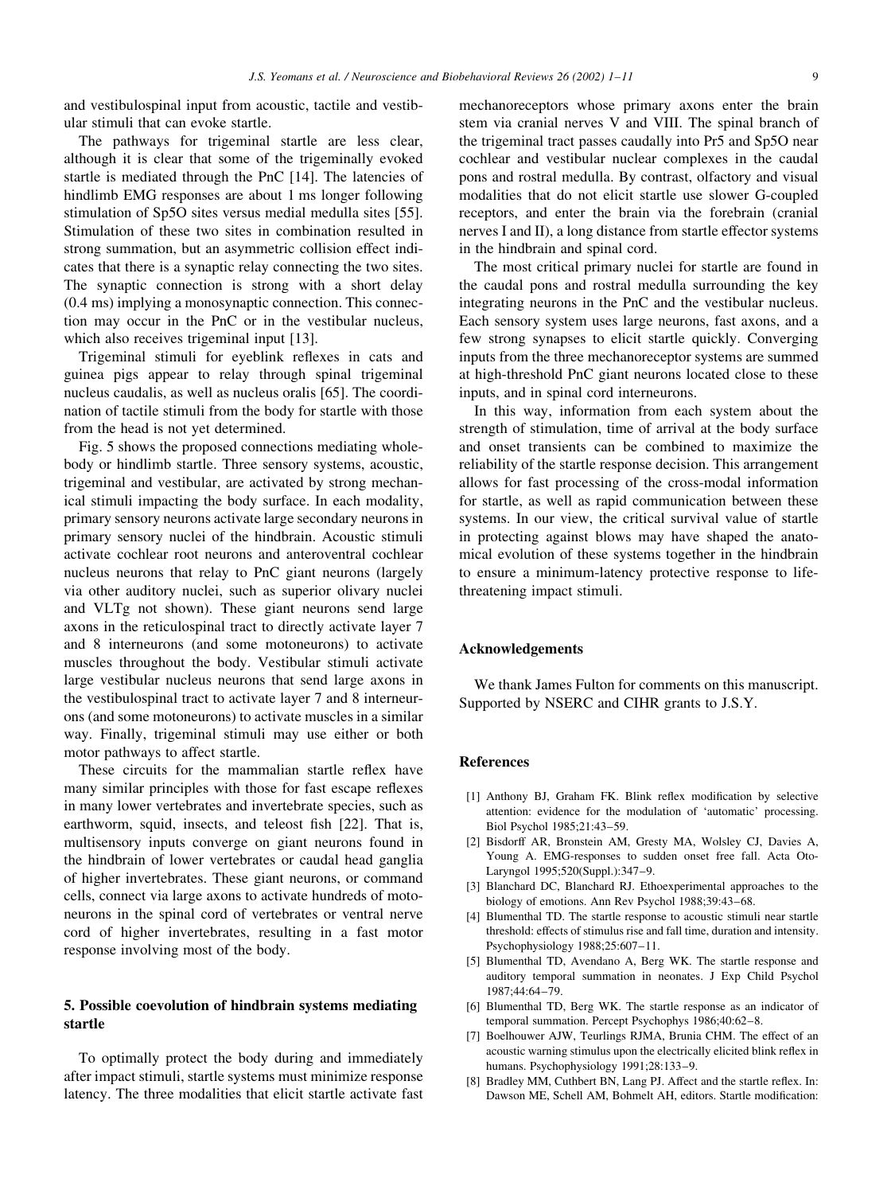and vestibulospinal input from acoustic, tactile and vestibular stimuli that can evoke startle.

The pathways for trigeminal startle are less clear, although it is clear that some of the trigeminally evoked startle is mediated through the PnC [14]. The latencies of hindlimb EMG responses are about 1 ms longer following stimulation of Sp5O sites versus medial medulla sites [55]. Stimulation of these two sites in combination resulted in strong summation, but an asymmetric collision effect indicates that there is a synaptic relay connecting the two sites. The synaptic connection is strong with a short delay (0.4 ms) implying a monosynaptic connection. This connection may occur in the PnC or in the vestibular nucleus, which also receives trigeminal input [13].

Trigeminal stimuli for eyeblink reflexes in cats and guinea pigs appear to relay through spinal trigeminal nucleus caudalis, as well as nucleus oralis [65]. The coordination of tactile stimuli from the body for startle with those from the head is not yet determined.

Fig. 5 shows the proposed connections mediating whole-body or hindlimb startle. Three sensory systems, acoustic, trigeminal and vestibular, are activated by strong mechanical stimuli impacting the body surface. In each modality, primary sensory neurons activate large secondary neurons in primary sensory nuclei of the hindbrain. Acoustic stimuli activate cochlear root neurons and anteroventral cochlear nucleus neurons that relay to PnC giant neurons (largely via other auditory nuclei, such as superior olivary nuclei and VLTg not shown). These giant neurons send large axons in the reticulospinal tract to directly activate layer 7 and 8 interneurons (and some motoneurons) to activate muscles throughout the body. Vestibular stimuli activate large vestibular nucleus neurons that send large axons in the vestibulospinal tract to activate layer 7 and 8 interneurons (and some motoneurons) to activate muscles in a similar way. Finally, trigeminal stimuli may use either or both motor pathways to affect startle.

These circuits for the mammalian startle reflex have many similar principles with those for fast escape reflexes in many lower vertebrates and invertebrate species, such as earthworm, squid, insects, and teleost fish [22]. That is, multisensory inputs converge on giant neurons found in the hindbrain of lower vertebrates or caudal head ganglia of higher invertebrates. These giant neurons, or command cells, connect via large axons to activate hundreds of motoneurons in the spinal cord of vertebrates or ventral nerve cord of higher invertebrates, resulting in a fast motor response involving most of the body.

## 5. Possible coevolution of hindbrain systems mediating startle

To optimally protect the body during and immediately after impact stimuli, startle systems must minimize response latency. The three modalities that elicit startle activate fast mechanoreceptors whose primary axons enter the brain stem via cranial nerves V and VIII. The spinal branch of the trigeminal tract passes caudally into Pr5 and Sp5O near cochlear and vestibular nuclear complexes in the caudal pons and rostral medulla. By contrast, olfactory and visual modalities that do not elicit startle use slower G-coupled receptors, and enter the brain via the forebrain (cranial nerves I and II), a long distance from startle effector systems in the hindbrain and spinal cord.

The most critical primary nuclei for startle are found in the caudal pons and rostral medulla surrounding the key integrating neurons in the PnC and the vestibular nucleus. Each sensory system uses large neurons, fast axons, and a few strong synapses to elicit startle quickly. Converging inputs from the three mechanoreceptor systems are summed at high-threshold PnC giant neurons located close to these inputs, and in spinal cord interneurons.

In this way, information from each system about the strength of stimulation, time of arrival at the body surface and onset transients can be combined to maximize the reliability of the startle response decision. This arrangement allows for fast processing of the cross-modal information for startle, as well as rapid communication between these systems. In our view, the critical survival value of startle in protecting against blows may have shaped the anatomical evolution of these systems together in the hindbrain to ensure a minimum-latency protective response to life-threatening impact stimuli.

## Acknowledgements

We thank James Fulton for comments on this manuscript. Supported by NSERC and CIHR grants to J.S.Y.

## References

[1] Anthony BJ, Graham FK. Blink reflex modification by selective attention: evidence for the modulation of 'automatic' processing. Biol Psychol 1985;21:43–59.

[2] Bisdorff AR, Bronstein AM, Gresty MA, Wolsley CJ, Davies A, Young A. EMG-responses to sudden onset free fall. Acta Oto-Laryngol 1995;520(Suppl.):347–9.

[3] Blanchard DC, Blanchard RJ. Ethoexperimental approaches to the biology of emotions. Ann Rev Psychol 1988;39:43–68.

[4] Blumenthal TD. The startle response to acoustic stimuli near startle threshold: effects of stimulus rise and fall time, duration and intensity. Psychophysiology 1988;25:607–11.

[5] Blumenthal TD, Avendano A, Berg WK. The startle response and auditory temporal summation in neonates. J Exp Child Psychol 1987;44:64–79.

[6] Blumenthal TD, Berg WK. The startle response as an indicator of temporal summation. Percept Psychophys 1986;40:62–8.

[7] Boelhouwer AJW, Teurlings RJMA, Brunia CHM. The effect of an acoustic warning stimulus upon the electrically elicited blink reflex in humans. Psychophysiology 1991;28:133–9.

[8] Bradley MM, Cuthbert BN, Lang PJ. Affect and the startle reflex. In: Dawson ME, Schell AM, Bohmelt AH, editors. Startle modification: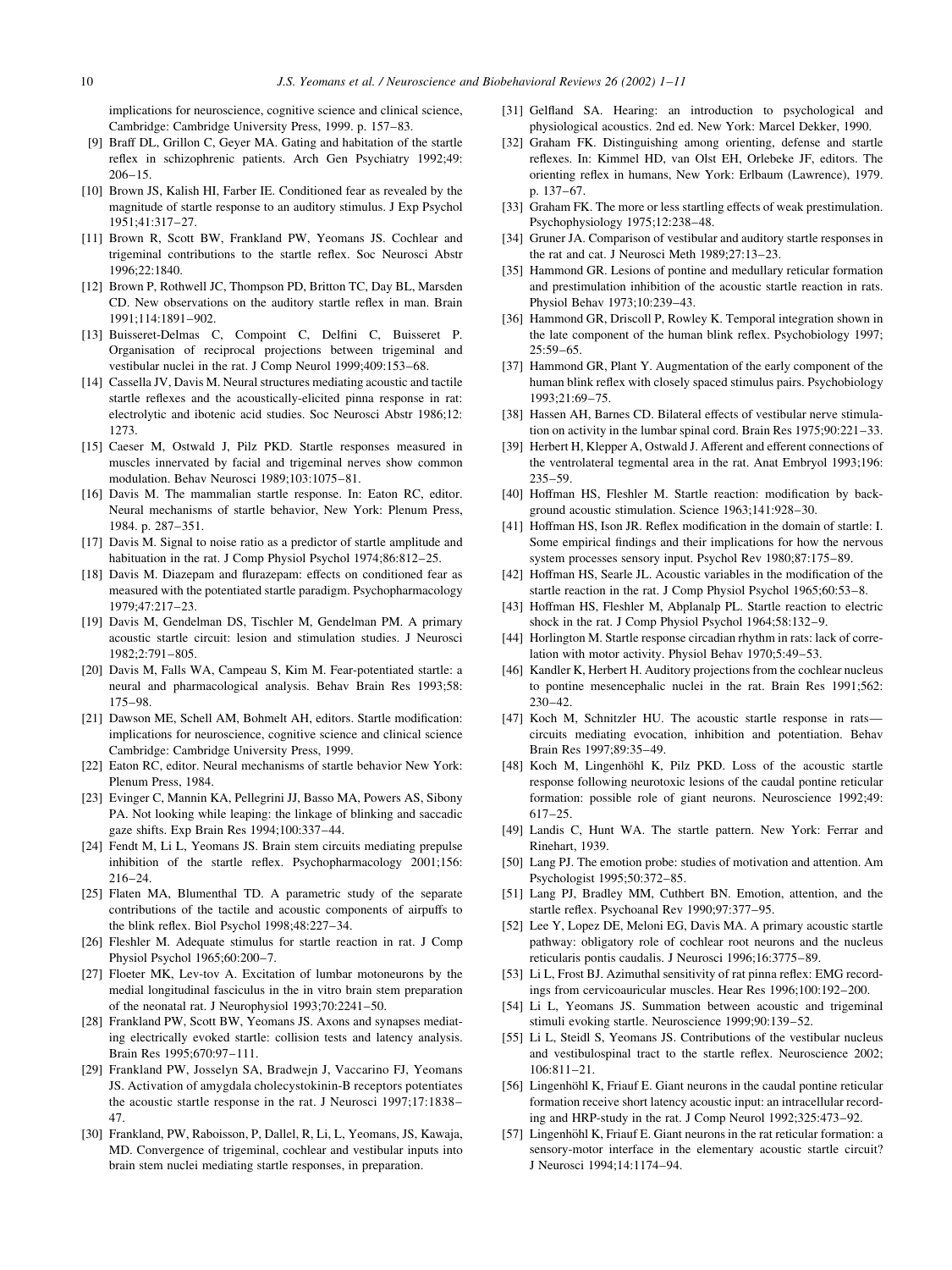implications for neuroscience, cognitive science and clinical science, Cambridge: Cambridge University Press, 1999. p. 157–83.

[9] Braff DL, Grillon C, Geyer MA. Gating and habitation of the startle reflex in schizophrenic patients. Arch Gen Psychiatry 1992;49: 206–15.

[10] Brown JS, Kalish HI, Farber IE. Conditioned fear as revealed by the magnitude of startle response to an auditory stimulus. J Exp Psychol 1951;41:317–27.

[11] Brown R, Scott BW, Frankland PW, Yeomans JS. Cochlear and trigeminal contributions to the startle reflex. Soc Neurosci Abstr 1996;22:1840.

[12] Brown P, Rothwell JC, Thompson PD, Britton TC, Day BL, Marsden CD. New observations on the auditory startle reflex in man. Brain 1991;114:1891–902.

[13] Buisseret-Delmas C, Compoint C, Delfini C, Buisseret P. Organisation of reciprocal projections between trigeminal and vestibular nuclei in the rat. J Comp Neurol 1999;409:153–68.

[14] Cassella JV, Davis M. Neural structures mediating acoustic and tactile startle reflexes and the acoustically-elicited pinna response in rat: electrolytic and ibotenic acid studies. Soc Neurosci Abstr 1986;12: 1273.

[15] Caeser M, Ostwald J, Pilz PKD. Startle responses measured in muscles innervated by facial and trigeminal nerves show common modulation. Behav Neurosci 1989;103:1075–81.

[16] Davis M. The mammalian startle response. In: Eaton RC, editor. Neural mechanisms of startle behavior, New York: Plenum Press, 1984. p. 287–351.

[17] Davis M. Signal to noise ratio as a predictor of startle amplitude and habituation in the rat. J Comp Physiol Psychol 1974;86:812–25.

[18] Davis M. Diazepam and flurazepam: effects on conditioned fear as measured with the potentiated startle paradigm. Psychopharmacology 1979;47:217–23.

[19] Davis M, Gendelman DS, Tischler M, Gendelman PM. A primary acoustic startle circuit: lesion and stimulation studies. J Neurosci 1982;2:791–805.

[20] Davis M, Falls WA, Campeau S, Kim M. Fear-potentiated startle: a neural and pharmacological analysis. Behav Brain Res 1993;58: 175–98.

[21] Dawson ME, Schell AM, Bohmelt AH, editors. Startle modification: implications for neuroscience, cognitive science and clinical science Cambridge: Cambridge University Press, 1999.

[22] Eaton RC, editor. Neural mechanisms of startle behavior New York: Plenum Press, 1984.

[23] Evinger C, Mannin KA, Pellegrini JJ, Basso MA, Powers AS, Sibony PA. Not looking while leaping: the linkage of blinking and saccadic gaze shifts. Exp Brain Res 1994;100:337–44.

[24] Fendt M, Li L, Yeomans JS. Brain stem circuits mediating prepulse inhibition of the startle reflex. Psychopharmacology 2001;156: 216–24.

[25] Flaten MA, Blumenthal TD. A parametric study of the separate contributions of the tactile and acoustic components of airpuffs to the blink reflex. Biol Psychol 1998;48:227–34.

[26] Fleshler M. Adequate stimulus for startle reaction in rat. J Comp Physiol Psychol 1965;60:200–7.

[27] Floeter MK, Lev-tov A. Excitation of lumbar motoneurons by the medial longitudinal fasciculus in the in vitro brain stem preparation of the neonatal rat. J Neurophysiol 1993;70:2241–50.

[28] Frankland PW, Scott BW, Yeomans JS. Axons and synapses mediating electrically evoked startle: collision tests and latency analysis. Brain Res 1995;670:97–111.

[29] Frankland PW, Josselyn SA, Bradwejn J, Vaccarino FJ, Yeomans JS. Activation of amygdala cholecystokinin-B receptors potentiates the acoustic startle response in the rat. J Neurosci 1997;17:1838–47.

[30] Frankland, PW, Raboisson, P, Dallel, R, Li, L, Yeomans, JS, Kawaja, MD. Convergence of trigeminal, cochlear and vestibular inputs into brain stem nuclei mediating startle responses, in preparation.

[31] Gelfland SA. Hearing: an introduction to psychological and physiological acoustics. 2nd ed. New York: Marcel Dekker, 1990.

[32] Graham FK. Distinguishing among orienting, defense and startle reflexes. In: Kimmel HD, van Olst EH, Orlebeke JF, editors. The orienting reflex in humans, New York: Erlbaum (Lawrence), 1979. p. 137–67.

[33] Graham FK. The more or less startling effects of weak prestimulation. Psychophysiology 1975;12:238–48.

[34] Gruner JA. Comparison of vestibular and auditory startle responses in the rat and cat. J Neurosci Meth 1989;27:13–23.

[35] Hammond GR. Lesions of pontine and medullary reticular formation and prestimulation inhibition of the acoustic startle reaction in rats. Physiol Behav 1973;10:239–43.

[36] Hammond GR, Driscoll P, Rowley K. Temporal integration shown in the late component of the human blink reflex. Psychobiology 1997; 25:59–65.

[37] Hammond GR, Plant Y. Augmentation of the early component of the human blink reflex with closely spaced stimulus pairs. Psychobiology 1993;21:69–75.

[38] Hassen AH, Barnes CD. Bilateral effects of vestibular nerve stimulation on activity in the lumbar spinal cord. Brain Res 1975;90:221–33.

[39] Herbert H, Klepper A, Ostwald J. Afferent and efferent connections of the ventrolateral tegmental area in the rat. Anat Embryol 1993;196: 235–59.

[40] Hoffman HS, Fleshler M. Startle reaction: modification by background acoustic stimulation. Science 1963;141:928–30.

[41] Hoffman HS, Ison JR. Reflex modification in the domain of startle: I. Some empirical findings and their implications for how the nervous system processes sensory input. Psychol Rev 1980;87:175–89.

[42] Hoffman HS, Searle JL. Acoustic variables in the modification of the startle reaction in the rat. J Comp Physiol Psychol 1965;60:53–8.

[43] Hoffman HS, Fleshler M, Abplanalp PL. Startle reaction to electric shock in the rat. J Comp Physiol Psychol 1964;58:132–9.

[44] Horlington M. Startle response circadian rhythm in rats: lack of correlation with motor activity. Physiol Behav 1970;5:49–53.

[46] Kandler K, Herbert H. Auditory projections from the cochlear nucleus to pontine mesencephalic nuclei in the rat. Brain Res 1991;562: 230–42.

[47] Koch M, Schnitzler HU. The acoustic startle response in rats—circuits mediating evocation, inhibition and potentiation. Behav Brain Res 1997;89:35–49.

[48] Koch M, Lingenhöhl K, Pilz PKD. Loss of the acoustic startle response following neurotoxic lesions of the caudal pontine reticular formation: possible role of giant neurons. Neuroscience 1992;49: 617–25.

[49] Landis C, Hunt WA. The startle pattern. New York: Ferrar and Rinehart, 1939.

[50] Lang PJ. The emotion probe: studies of motivation and attention. Am Psychologist 1995;50:372–85.

[51] Lang PJ, Bradley MM, Cuthbert BN. Emotion, attention, and the startle reflex. Psychoanal Rev 1990;97:377–95.

[52] Lee Y, Lopez DE, Meloni EG, Davis MA. A primary acoustic startle pathway: obligatory role of cochlear root neurons and the nucleus reticularis pontis caudalis. J Neurosci 1996;16:3775–89.

[53] Li L, Frost BJ. Azimuthal sensitivity of rat pinna reflex: EMG recordings from cervicoauricular muscles. Hear Res 1996;100:192–200.

[54] Li L, Yeomans JS. Summation between acoustic and trigeminal stimuli evoking startle. Neuroscience 1999;90:139–52.

[55] Li L, Steidl S, Yeomans JS. Contributions of the vestibular nucleus and vestibulospinal tract to the startle reflex. Neuroscience 2002; 106:811–21.

[56] Lingenhöhl K, Friauf E. Giant neurons in the caudal pontine reticular formation receive short latency acoustic input: an intracellular recording and HRP-study in the rat. J Comp Neurol 1992;325:473–92.

[57] Lingenhöhl K, Friauf E. Giant neurons in the rat reticular formation: a sensory-motor interface in the elementary acoustic startle circuit? J Neurosci 1994;14:1174–94.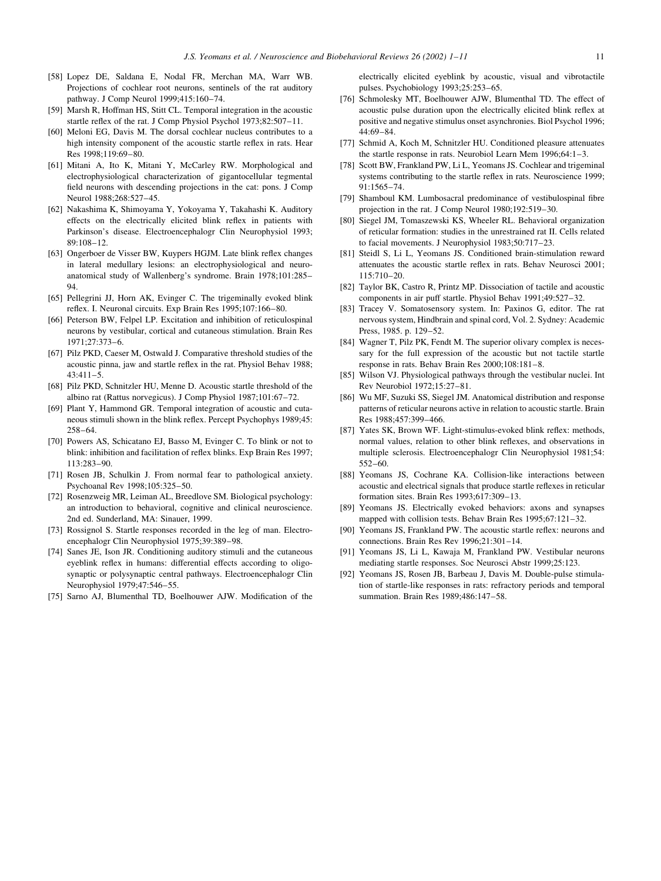[58] Lopez DE, Saldana E, Nodal FR, Merchan MA, Warr WB. Projections of cochlear root neurons, sentinels of the rat auditory pathway. J Comp Neurol 1999;415:160–74.

[59] Marsh R, Hoffman HS, Stitt CL. Temporal integration in the acoustic startle reflex of the rat. J Comp Physiol Psychol 1973;82:507–11.

[60] Meloni EG, Davis M. The dorsal cochlear nucleus contributes to a high intensity component of the acoustic startle reflex in rats. Hear Res 1998;119:69–80.

[61] Mitani A, Ito K, Mitani Y, McCarley RW. Morphological and electrophysiological characterization of gigantocellular tegmental field neurons with descending projections in the cat: pons. J Comp Neurol 1988;268:527–45.

[62] Nakashima K, Shimoyama Y, Yokoyama Y, Takahashi K. Auditory effects on the electrically elicited blink reflex in patients with Parkinson's disease. Electroencephalogr Clin Neurophysiol 1993; 89:108–12.

[63] Ongerboer de Visser BW, Kuypers HGJM. Late blink reflex changes in lateral medullary lesions: an electrophysiological and neuroanatomical study of Wallenberg's syndrome. Brain 1978;101:285–94.

[65] Pellegrini JJ, Horn AK, Evinger C. The trigeminally evoked blink reflex. I. Neuronal circuits. Exp Brain Res 1995;107:166–80.

[66] Peterson BW, Felpel LP. Excitation and inhibition of reticulospinal neurons by vestibular, cortical and cutaneous stimulation. Brain Res 1971;27:373–6.

[67] Pilz PKD, Caeser M, Ostwald J. Comparative threshold studies of the acoustic pinna, jaw and startle reflex in the rat. Physiol Behav 1988; 43:411–5.

[68] Pilz PKD, Schnitzler HU, Menne D. Acoustic startle threshold of the albino rat (Rattus norvegicus). J Comp Physiol 1987;101:67–72.

[69] Plant Y, Hammond GR. Temporal integration of acoustic and cutaneous stimuli shown in the blink reflex. Percept Psychophys 1989;45: 258–64.

[70] Powers AS, Schicatano EJ, Basso M, Evinger C. To blink or not to blink: inhibition and facilitation of reflex blinks. Exp Brain Res 1997; 113:283–90.

[71] Rosen JB, Schulkin J. From normal fear to pathological anxiety. Psychoanal Rev 1998;105:325–50.

[72] Rosenzweig MR, Leiman AL, Breedlove SM. Biological psychology: an introduction to behavioral, cognitive and clinical neuroscience. 2nd ed. Sunderland, MA: Sinauer, 1999.

[73] Rossignol S. Startle responses recorded in the leg of man. Electroencephalogr Clin Neurophysiol 1975;39:389–98.

[74] Sanes JE, Ison JR. Conditioning auditory stimuli and the cutaneous eyeblink reflex in humans: differential effects according to oligosynaptic or polysynaptic central pathways. Electroencephalogr Clin Neurophysiol 1979;47:546–55.

[75] Sarno AJ, Blumenthal TD, Boelhouwer AJW. Modification of the electrically elicited eyeblink by acoustic, visual and vibrotactile pulses. Psychobiology 1993;25:253–65.

[76] Schmolesky MT, Boelhouwer AJW, Blumenthal TD. The effect of acoustic pulse duration upon the electrically elicited blink reflex at positive and negative stimulus onset asynchronies. Biol Psychol 1996; 44:69–84.

[77] Schmid A, Koch M, Schnitzler HU. Conditioned pleasure attenuates the startle response in rats. Neurobiol Learn Mem 1996;64:1–3.

[78] Scott BW, Frankland PW, Li L, Yeomans JS. Cochlear and trigeminal systems contributing to the startle reflex in rats. Neuroscience 1999; 91:1565–74.

[79] Shamboul KM. Lumbosacral predominance of vestibulospinal fibre projection in the rat. J Comp Neurol 1980;192:519–30.

[80] Siegel JM, Tomaszewski KS, Wheeler RL. Behavioral organization of reticular formation: studies in the unrestrained rat II. Cells related to facial movements. J Neurophysiol 1983;50:717–23.

[81] Steidl S, Li L, Yeomans JS. Conditioned brain-stimulation reward attenuates the acoustic startle reflex in rats. Behav Neurosci 2001; 115:710–20.

[82] Taylor BK, Castro R, Printz MP. Dissociation of tactile and acoustic components in air puff startle. Physiol Behav 1991;49:527–32.

[83] Tracey V. Somatosensory system. In: Paxinos G, editor. The rat nervous system, Hindbrain and spinal cord, Vol. 2. Sydney: Academic Press, 1985. p. 129–52.

[84] Wagner T, Pilz PK, Fendt M. The superior olivary complex is necessary for the full expression of the acoustic but not tactile startle response in rats. Behav Brain Res 2000;108:181–8.

[85] Wilson VJ. Physiological pathways through the vestibular nuclei. Int Rev Neurobiol 1972;15:27–81.

[86] Wu MF, Suzuki SS, Siegel JM. Anatomical distribution and response patterns of reticular neurons active in relation to acoustic startle. Brain Res 1988;457:399–466.

[87] Yates SK, Brown WF. Light-stimulus-evoked blink reflex: methods, normal values, relation to other blink reflexes, and observations in multiple sclerosis. Electroencephalogr Clin Neurophysiol 1981;54: 552–60.

[88] Yeomans JS, Cochrane KA. Collision-like interactions between acoustic and electrical signals that produce startle reflexes in reticular formation sites. Brain Res 1993;617:309–13.

[89] Yeomans JS. Electrically evoked behaviors: axons and synapses mapped with collision tests. Behav Brain Res 1995;67:121–32.

[90] Yeomans JS, Frankland PW. The acoustic startle reflex: neurons and connections. Brain Res Rev 1996;21:301–14.

[91] Yeomans JS, Li L, Kawaja M, Frankland PW. Vestibular neurons mediating startle responses. Soc Neurosci Abstr 1999;25:123.

[92] Yeomans JS, Rosen JB, Barbeau J, Davis M. Double-pulse stimulation of startle-like responses in rats: refractory periods and temporal summation. Brain Res 1989;486:147–58.